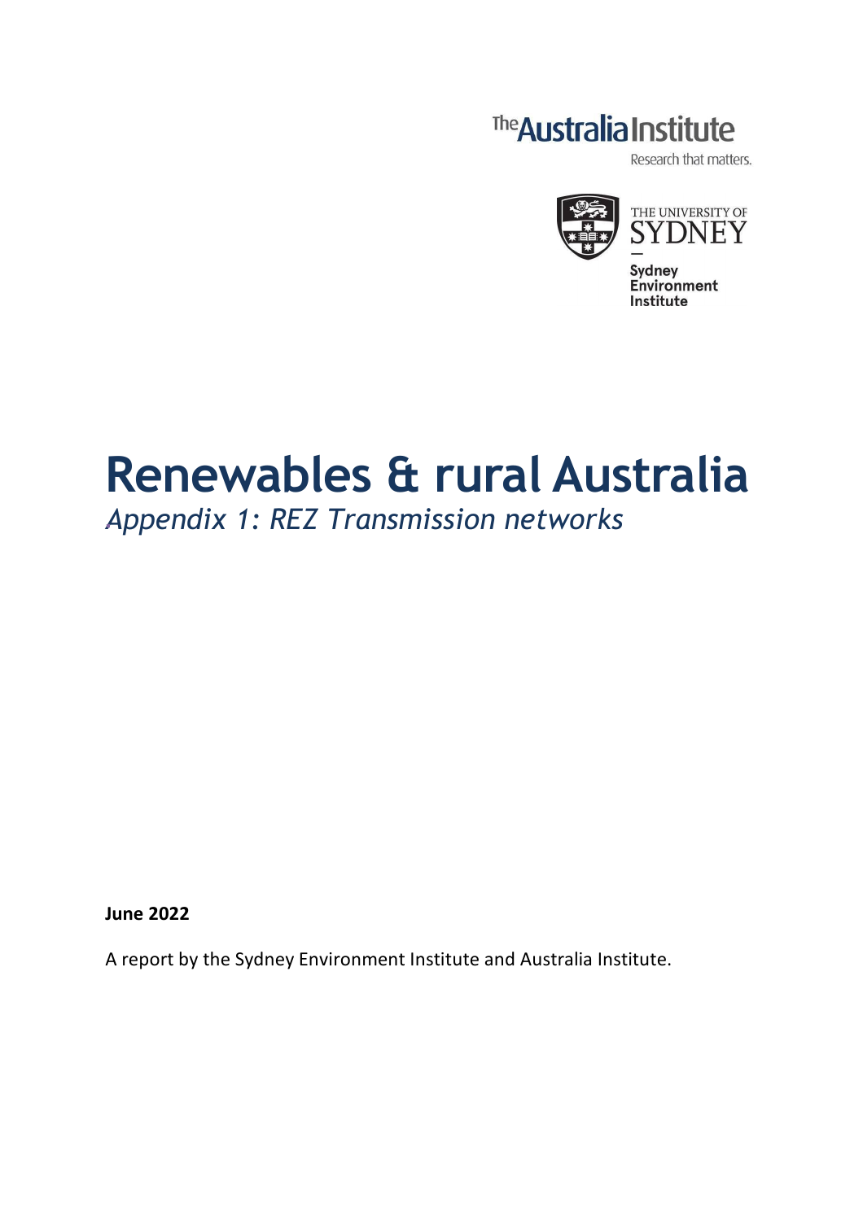The Australia Institute

Research that matters.

THE UNIVERSITY OF SYDNEY

Sydney Environment Institute

# Renewables & rural Australia

*Appendix 1: REZ Transmission networks*

**June 2022**

A report by the Sydney Environment Institute and Australia Institute.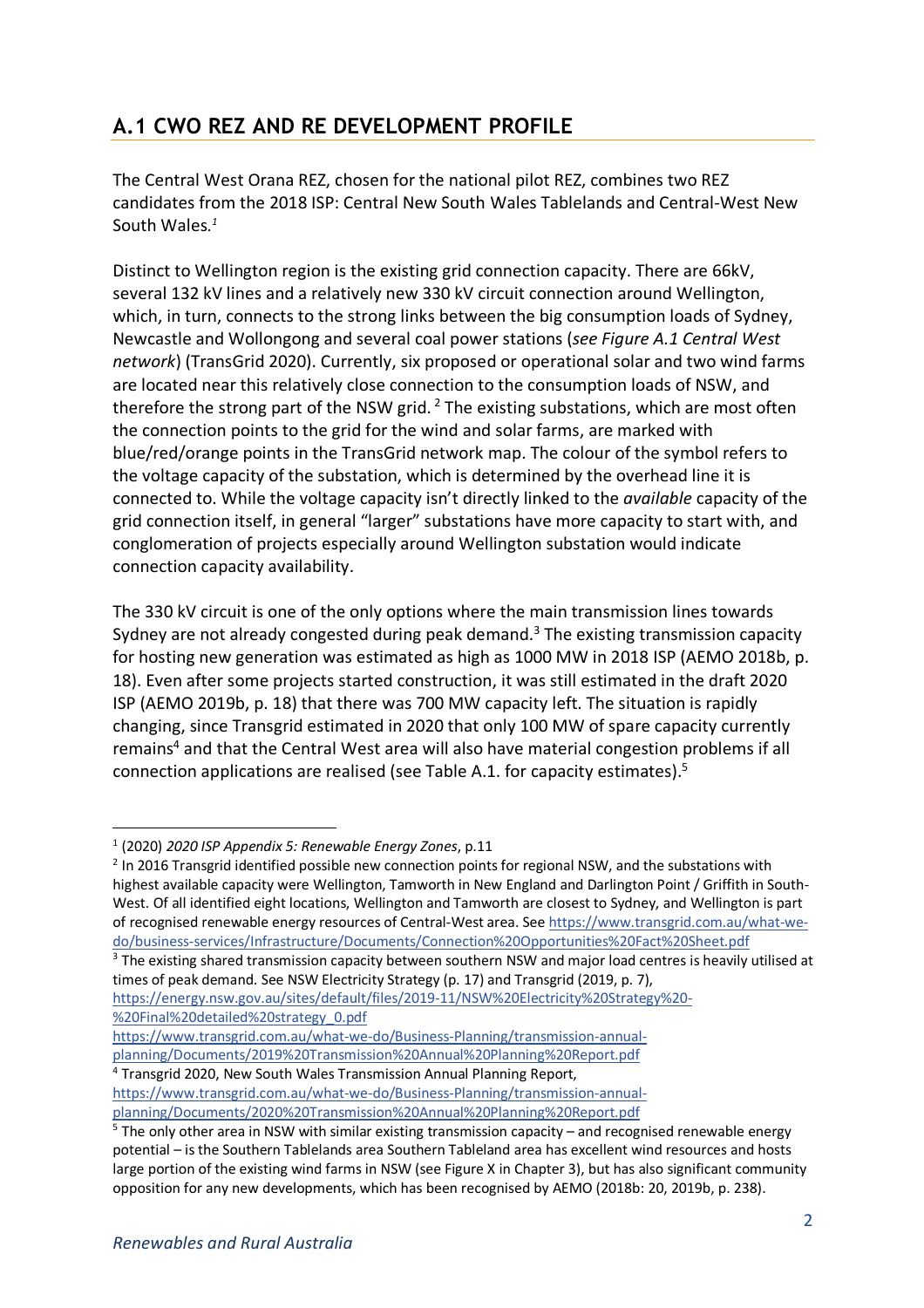## A.1 CWO REZ AND RE DEVELOPMENT PROFILE

The Central West Orana REZ, chosen for the national pilot REZ, combines two REZ candidates from the 2018 ISP: Central New South Wales Tablelands and Central-West New South Wales.[1]

Distinct to Wellington region is the existing grid connection capacity. There are 66kV, several 132 kV lines and a relatively new 330 kV circuit connection around Wellington, which, in turn, connects to the strong links between the big consumption loads of Sydney, Newcastle and Wollongong and several coal power stations (*see Figure A.1 Central West network*) (TransGrid 2020). Currently, six proposed or operational solar and two wind farms are located near this relatively close connection to the consumption loads of NSW, and therefore the strong part of the NSW grid. [2] The existing substations, which are most often the connection points to the grid for the wind and solar farms, are marked with blue/red/orange points in the TransGrid network map. The colour of the symbol refers to the voltage capacity of the substation, which is determined by the overhead line it is connected to. While the voltage capacity isn't directly linked to the *available* capacity of the grid connection itself, in general "larger" substations have more capacity to start with, and conglomeration of projects especially around Wellington substation would indicate connection capacity availability.

The 330 kV circuit is one of the only options where the main transmission lines towards Sydney are not already congested during peak demand.[3] The existing transmission capacity for hosting new generation was estimated as high as 1000 MW in 2018 ISP (AEMO 2018b, p. 18). Even after some projects started construction, it was still estimated in the draft 2020 ISP (AEMO 2019b, p. 18) that there was 700 MW capacity left. The situation is rapidly changing, since Transgrid estimated in 2020 that only 100 MW of spare capacity currently remains[4] and that the Central West area will also have material congestion problems if all connection applications are realised (see Table A.1. for capacity estimates).[5]

---

[1] (2020) *2020 ISP Appendix 5: Renewable Energy Zones*, p.11

[2] In 2016 Transgrid identified possible new connection points for regional NSW, and the substations with highest available capacity were Wellington, Tamworth in New England and Darlington Point / Griffith in South-West. Of all identified eight locations, Wellington and Tamworth are closest to Sydney, and Wellington is part of recognised renewable energy resources of Central-West area. See https://www.transgrid.com.au/what-we-do/business-services/Infrastructure/Documents/Connection%20Opportunities%20Fact%20Sheet.pdf

[3] The existing shared transmission capacity between southern NSW and major load centres is heavily utilised at times of peak demand. See NSW Electricity Strategy (p. 17) and Transgrid (2019, p. 7), https://energy.nsw.gov.au/sites/default/files/2019-11/NSW%20Electricity%20Strategy%20-%20Final%20detailed%20strategy_0.pdf https://www.transgrid.com.au/what-we-do/Business-Planning/transmission-annual-planning/Documents/2019%20Transmission%20Annual%20Planning%20Report.pdf

[4] Transgrid 2020, New South Wales Transmission Annual Planning Report, https://www.transgrid.com.au/what-we-do/Business-Planning/transmission-annual-planning/Documents/2020%20Transmission%20Annual%20Planning%20Report.pdf

[5] The only other area in NSW with similar existing transmission capacity – and recognised renewable energy potential – is the Southern Tablelands area Southern Tableland area has excellent wind resources and hosts large portion of the existing wind farms in NSW (see Figure X in Chapter 3), but has also significant community opposition for any new developments, which has been recognised by AEMO (2018b: 20, 2019b, p. 238).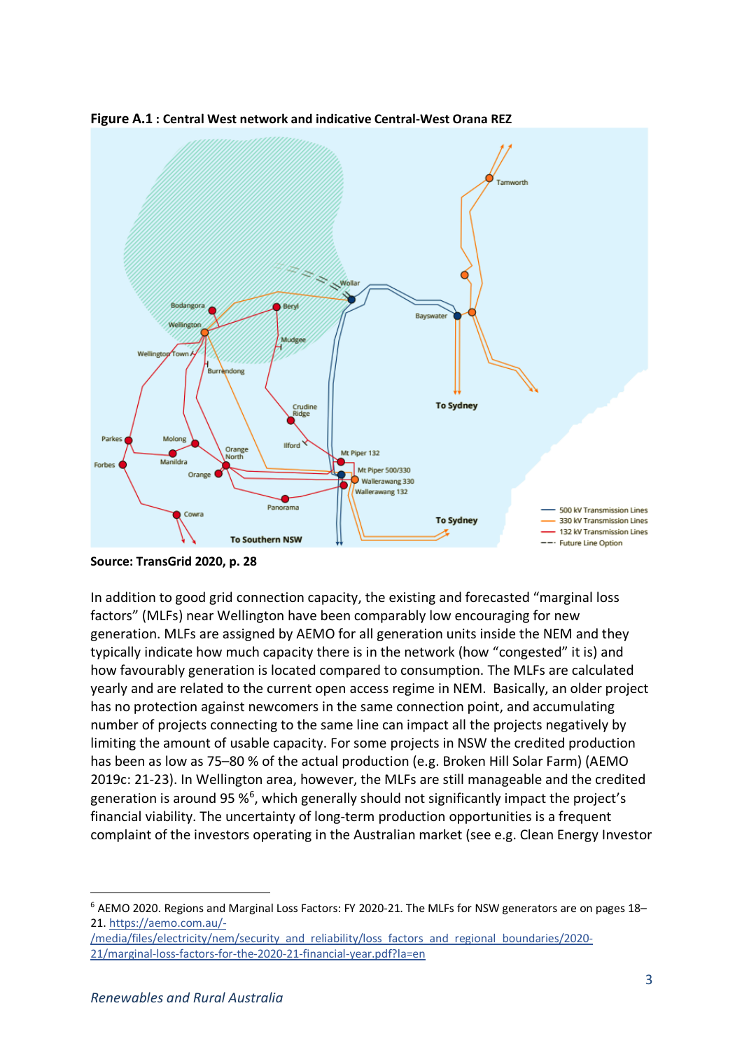**Figure A.1 : Central West network and indicative Central-West Orana REZ**

**Source: TransGrid 2020, p. 28**

In addition to good grid connection capacity, the existing and forecasted "marginal loss factors" (MLFs) near Wellington have been comparably low encouraging for new generation. MLFs are assigned by AEMO for all generation units inside the NEM and they typically indicate how much capacity there is in the network (how "congested" it is) and how favourably generation is located compared to consumption. The MLFs are calculated yearly and are related to the current open access regime in NEM. Basically, an older project has no protection against newcomers in the same connection point, and accumulating number of projects connecting to the same line can impact all the projects negatively by limiting the amount of usable capacity. For some projects in NSW the credited production has been as low as 75–80 % of the actual production (e.g. Broken Hill Solar Farm) (AEMO 2019c: 21-23). In Wellington area, however, the MLFs are still manageable and the credited generation is around 95 %[6], which generally should not significantly impact the project's financial viability. The uncertainty of long-term production opportunities is a frequent complaint of the investors operating in the Australian market (see e.g. Clean Energy Investor

[6] AEMO 2020. Regions and Marginal Loss Factors: FY 2020-21. The MLFs for NSW generators are on pages 18–21. https://aemo.com.au/-/media/files/electricity/nem/security_and_reliability/loss_factors_and_regional_boundaries/2020-21/marginal-loss-factors-for-the-2020-21-financial-year.pdf?la=en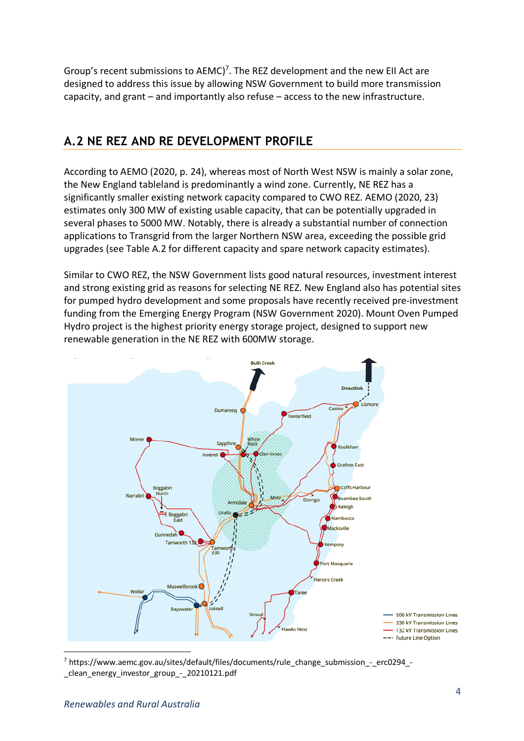Group's recent submissions to AEMC)[7]. The REZ development and the new EII Act are designed to address this issue by allowing NSW Government to build more transmission capacity, and grant – and importantly also refuse – access to the new infrastructure.

## A.2 NE REZ AND RE DEVELOPMENT PROFILE

According to AEMO (2020, p. 24), whereas most of North West NSW is mainly a solar zone, the New England tableland is predominantly a wind zone. Currently, NE REZ has a significantly smaller existing network capacity compared to CWO REZ. AEMO (2020, 23) estimates only 300 MW of existing usable capacity, that can be potentially upgraded in several phases to 5000 MW. Notably, there is already a substantial number of connection applications to Transgrid from the larger Northern NSW area, exceeding the possible grid upgrades (see Table A.2 for different capacity and spare network capacity estimates).

Similar to CWO REZ, the NSW Government lists good natural resources, investment interest and strong existing grid as reasons for selecting NE REZ. New England also has potential sites for pumped hydro development and some proposals have recently received pre-investment funding from the Emerging Energy Program (NSW Government 2020). Mount Oven Pumped Hydro project is the highest priority energy storage project, designed to support new renewable generation in the NE REZ with 600MW storage.

---

[7] https://www.aemc.gov.au/sites/default/files/documents/rule_change_submission_-_erc0294_-_clean_energy_investor_group_-_20210121.pdf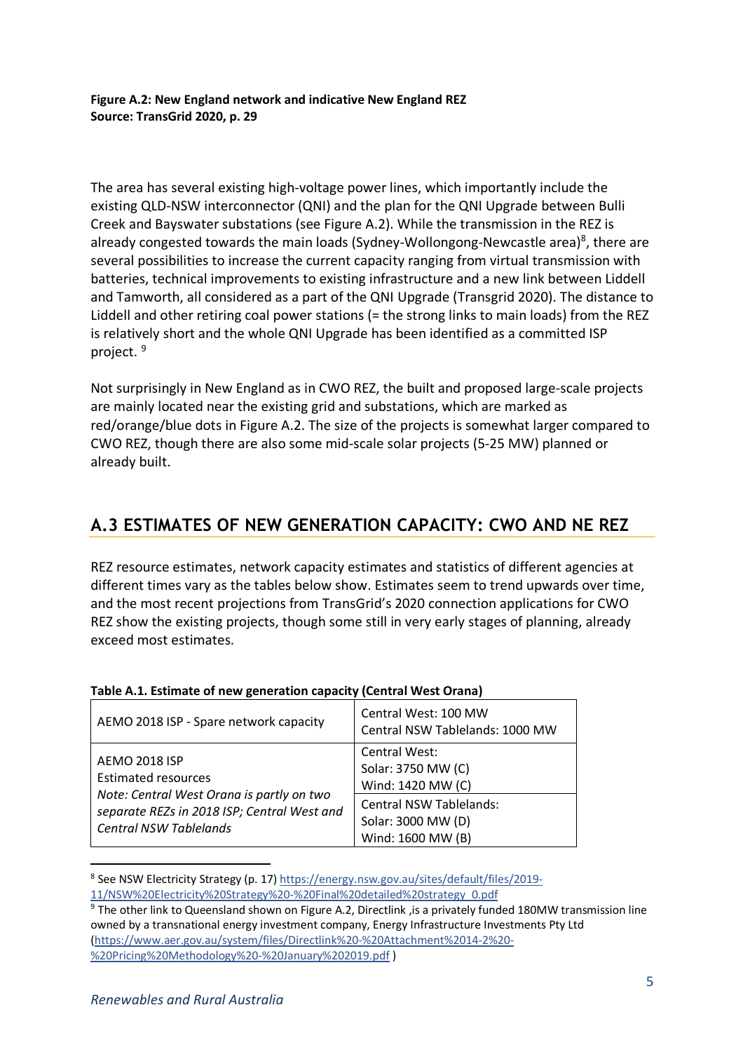**Figure A.2: New England network and indicative New England REZ**
**Source: TransGrid 2020, p. 29**

The area has several existing high-voltage power lines, which importantly include the existing QLD-NSW interconnector (QNI) and the plan for the QNI Upgrade between Bulli Creek and Bayswater substations (see Figure A.2). While the transmission in the REZ is already congested towards the main loads (Sydney-Wollongong-Newcastle area)[8], there are several possibilities to increase the current capacity ranging from virtual transmission with batteries, technical improvements to existing infrastructure and a new link between Liddell and Tamworth, all considered as a part of the QNI Upgrade (Transgrid 2020). The distance to Liddell and other retiring coal power stations (= the strong links to main loads) from the REZ is relatively short and the whole QNI Upgrade has been identified as a committed ISP project. [9]

Not surprisingly in New England as in CWO REZ, the built and proposed large-scale projects are mainly located near the existing grid and substations, which are marked as red/orange/blue dots in Figure A.2. The size of the projects is somewhat larger compared to CWO REZ, though there are also some mid-scale solar projects (5-25 MW) planned or already built.

## A.3 ESTIMATES OF NEW GENERATION CAPACITY: CWO AND NE REZ

REZ resource estimates, network capacity estimates and statistics of different agencies at different times vary as the tables below show. Estimates seem to trend upwards over time, and the most recent projections from TransGrid's 2020 connection applications for CWO REZ show the existing projects, though some still in very early stages of planning, already exceed most estimates.

**Table A.1. Estimate of new generation capacity (Central West Orana)**

| | |
|---|---|
| AEMO 2018 ISP - Spare network capacity | Central West: 100 MW<br>Central NSW Tablelands: 1000 MW |
| AEMO 2018 ISP<br>Estimated resources<br>*Note: Central West Orana is partly on two separate REZs in 2018 ISP; Central West and Central NSW Tablelands* | Central West:<br>Solar: 3750 MW (C)<br>Wind: 1420 MW (C)<br><br>Central NSW Tablelands:<br>Solar: 3000 MW (D)<br>Wind: 1600 MW (B) |

[8] See NSW Electricity Strategy (p. 17) https://energy.nsw.gov.au/sites/default/files/2019-11/NSW%20Electricity%20Strategy%20-%20Final%20detailed%20strategy_0.pdf

[9] The other link to Queensland shown on Figure A.2, Directlink ,is a privately funded 180MW transmission line owned by a transnational energy investment company, Energy Infrastructure Investments Pty Ltd (https://www.aer.gov.au/system/files/Directlink%20-%20Attachment%2014-2%20-%20Pricing%20Methodology%20-%20January%202019.pdf )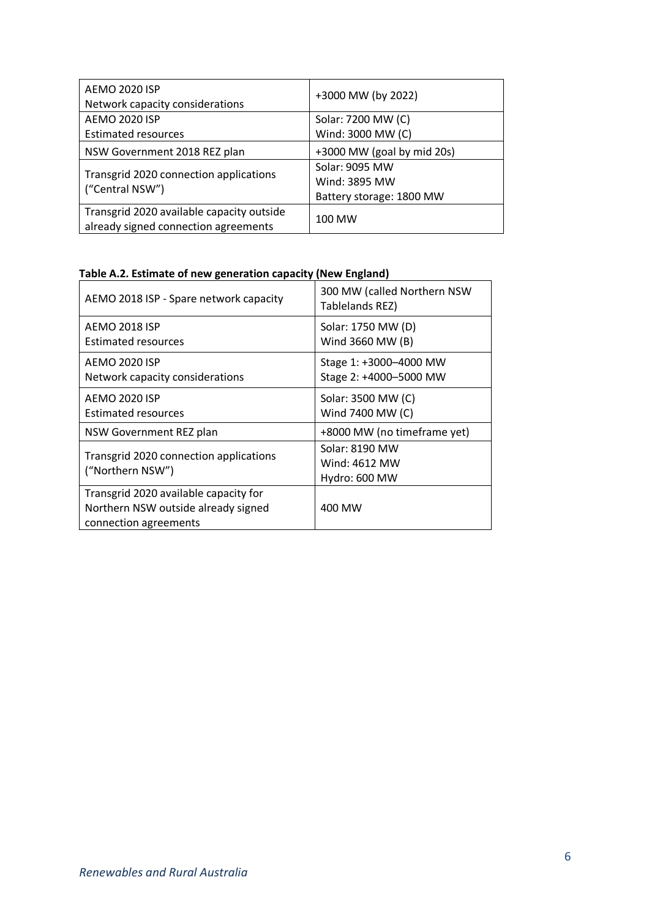| | |
|---|---|
| AEMO 2020 ISP<br>Network capacity considerations | +3000 MW (by 2022) |
| AEMO 2020 ISP<br>Estimated resources | Solar: 7200 MW (C)<br>Wind: 3000 MW (C) |
| NSW Government 2018 REZ plan | +3000 MW (goal by mid 20s) |
| Transgrid 2020 connection applications ("Central NSW") | Solar: 9095 MW<br>Wind: 3895 MW<br>Battery storage: 1800 MW |
| Transgrid 2020 available capacity outside already signed connection agreements | 100 MW |

**Table A.2. Estimate of new generation capacity (New England)**

| | |
|---|---|
| AEMO 2018 ISP - Spare network capacity | 300 MW (called Northern NSW Tablelands REZ) |
| AEMO 2018 ISP<br>Estimated resources | Solar: 1750 MW (D)<br>Wind 3660 MW (B) |
| AEMO 2020 ISP<br>Network capacity considerations | Stage 1: +3000–4000 MW<br>Stage 2: +4000–5000 MW |
| AEMO 2020 ISP<br>Estimated resources | Solar: 3500 MW (C)<br>Wind 7400 MW (C) |
| NSW Government REZ plan | +8000 MW (no timeframe yet) |
| Transgrid 2020 connection applications ("Northern NSW") | Solar: 8190 MW<br>Wind: 4612 MW<br>Hydro: 600 MW |
| Transgrid 2020 available capacity for Northern NSW outside already signed connection agreements | 400 MW |